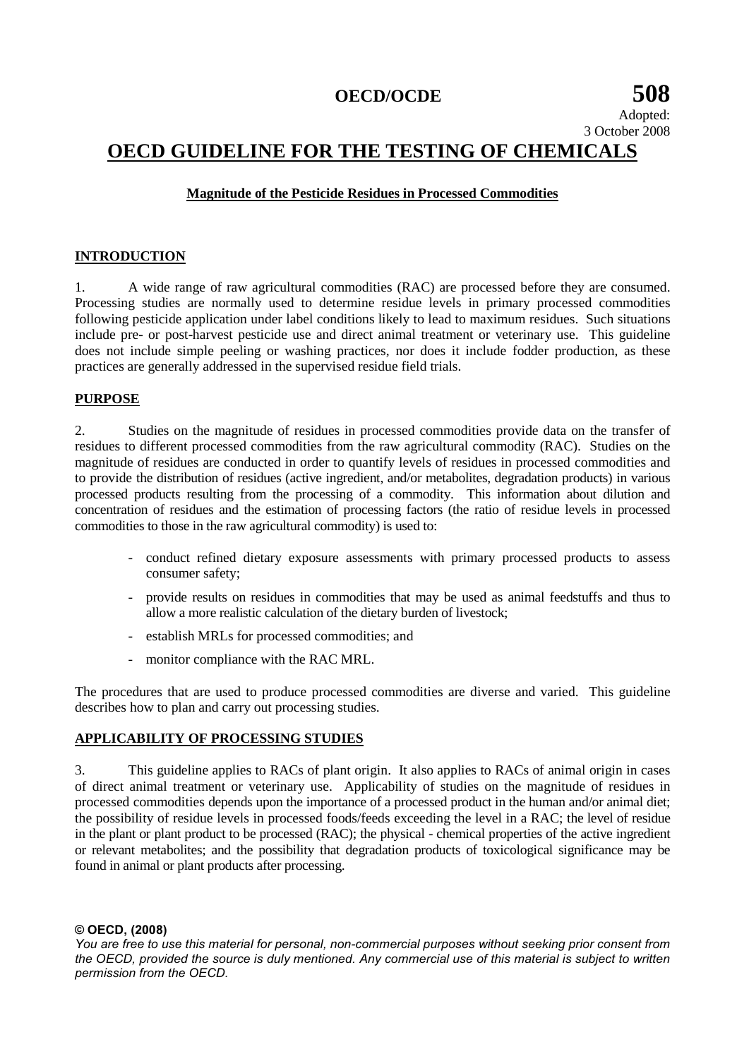**OECD/OCDE** **508**

Adopted:
3 October 2008

# OECD GUIDELINE FOR THE TESTING OF CHEMICALS

## Magnitude of the Pesticide Residues in Processed Commodities

## INTRODUCTION

1. A wide range of raw agricultural commodities (RAC) are processed before they are consumed. Processing studies are normally used to determine residue levels in primary processed commodities following pesticide application under label conditions likely to lead to maximum residues. Such situations include pre- or post-harvest pesticide use and direct animal treatment or veterinary use. This guideline does not include simple peeling or washing practices, nor does it include fodder production, as these practices are generally addressed in the supervised residue field trials.

## PURPOSE

2. Studies on the magnitude of residues in processed commodities provide data on the transfer of residues to different processed commodities from the raw agricultural commodity (RAC). Studies on the magnitude of residues are conducted in order to quantify levels of residues in processed commodities and to provide the distribution of residues (active ingredient, and/or metabolites, degradation products) in various processed products resulting from the processing of a commodity. This information about dilution and concentration of residues and the estimation of processing factors (the ratio of residue levels in processed commodities to those in the raw agricultural commodity) is used to:

- conduct refined dietary exposure assessments with primary processed products to assess consumer safety;
- provide results on residues in commodities that may be used as animal feedstuffs and thus to allow a more realistic calculation of the dietary burden of livestock;
- establish MRLs for processed commodities; and
- monitor compliance with the RAC MRL.

The procedures that are used to produce processed commodities are diverse and varied. This guideline describes how to plan and carry out processing studies.

## APPLICABILITY OF PROCESSING STUDIES

3. This guideline applies to RACs of plant origin. It also applies to RACs of animal origin in cases of direct animal treatment or veterinary use. Applicability of studies on the magnitude of residues in processed commodities depends upon the importance of a processed product in the human and/or animal diet; the possibility of residue levels in processed foods/feeds exceeding the level in a RAC; the level of residue in the plant or plant product to be processed (RAC); the physical - chemical properties of the active ingredient or relevant metabolites; and the possibility that degradation products of toxicological significance may be found in animal or plant products after processing.

**© OECD, (2008)**

*You are free to use this material for personal, non-commercial purposes without seeking prior consent from the OECD, provided the source is duly mentioned. Any commercial use of this material is subject to written permission from the OECD.*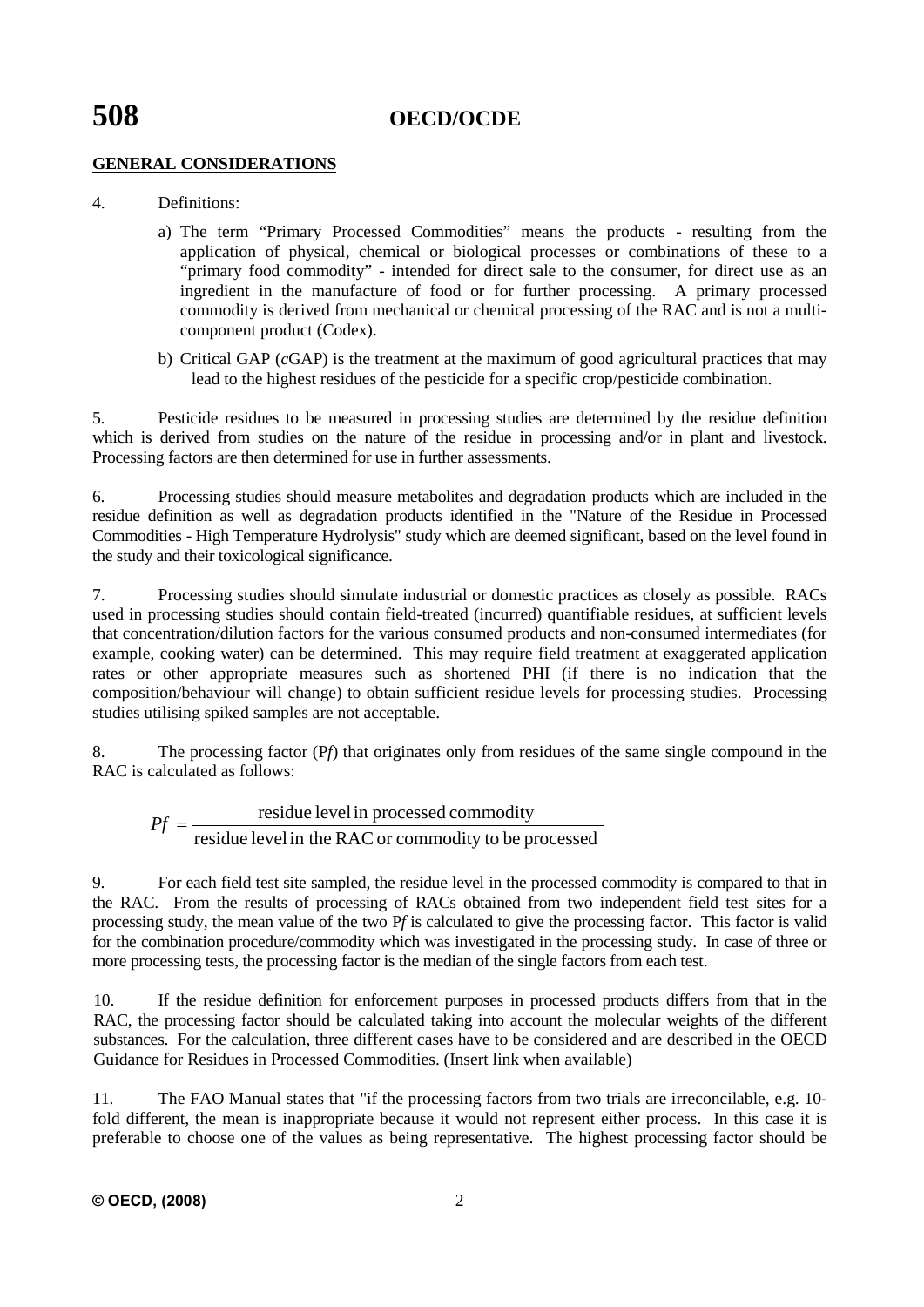## GENERAL CONSIDERATIONS

4. Definitions:

   a) The term "Primary Processed Commodities" means the products - resulting from the application of physical, chemical or biological processes or combinations of these to a "primary food commodity" - intended for direct sale to the consumer, for direct use as an ingredient in the manufacture of food or for further processing. A primary processed commodity is derived from mechanical or chemical processing of the RAC and is not a multi-component product (Codex).

   b) Critical GAP (*c*GAP) is the treatment at the maximum of good agricultural practices that may lead to the highest residues of the pesticide for a specific crop/pesticide combination.

5. Pesticide residues to be measured in processing studies are determined by the residue definition which is derived from studies on the nature of the residue in processing and/or in plant and livestock. Processing factors are then determined for use in further assessments.

6. Processing studies should measure metabolites and degradation products which are included in the residue definition as well as degradation products identified in the "Nature of the Residue in Processed Commodities - High Temperature Hydrolysis" study which are deemed significant, based on the level found in the study and their toxicological significance.

7. Processing studies should simulate industrial or domestic practices as closely as possible. RACs used in processing studies should contain field-treated (incurred) quantifiable residues, at sufficient levels that concentration/dilution factors for the various consumed products and non-consumed intermediates (for example, cooking water) can be determined. This may require field treatment at exaggerated application rates or other appropriate measures such as shortened PHI (if there is no indication that the composition/behaviour will change) to obtain sufficient residue levels for processing studies. Processing studies utilising spiked samples are not acceptable.

8. The processing factor (P*f*) that originates only from residues of the same single compound in the RAC is calculated as follows:

$$Pf = \frac{\text{residue level in processed commodity}}{\text{residue level in the RAC or commodity to be processed}}$$

9. For each field test site sampled, the residue level in the processed commodity is compared to that in the RAC. From the results of processing of RACs obtained from two independent field test sites for a processing study, the mean value of the two P*f* is calculated to give the processing factor. This factor is valid for the combination procedure/commodity which was investigated in the processing study. In case of three or more processing tests, the processing factor is the median of the single factors from each test.

10. If the residue definition for enforcement purposes in processed products differs from that in the RAC, the processing factor should be calculated taking into account the molecular weights of the different substances. For the calculation, three different cases have to be considered and are described in the OECD Guidance for Residues in Processed Commodities. (Insert link when available)

11. The FAO Manual states that "if the processing factors from two trials are irreconcilable, e.g. 10-fold different, the mean is inappropriate because it would not represent either process. In this case it is preferable to choose one of the values as being representative. The highest processing factor should be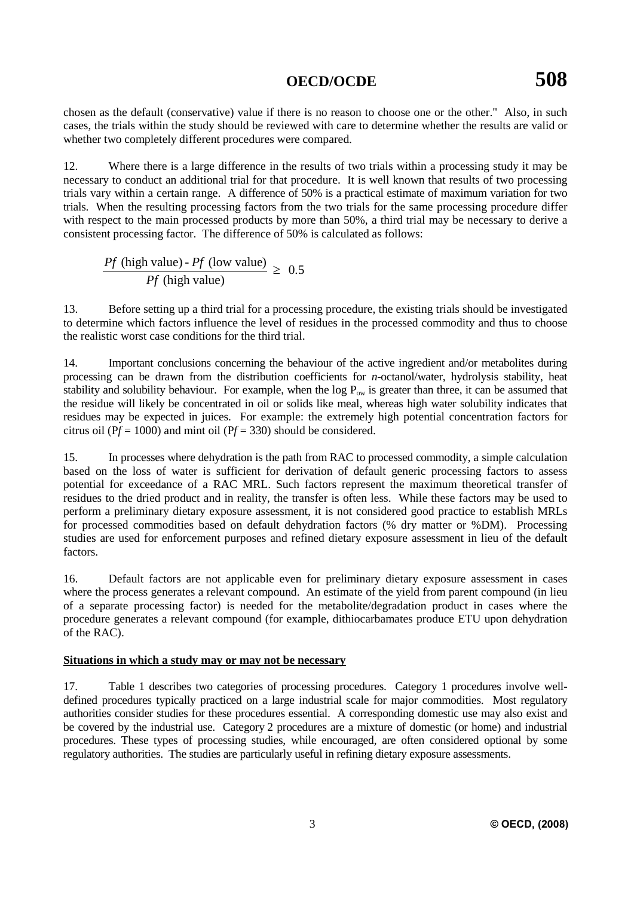chosen as the default (conservative) value if there is no reason to choose one or the other." Also, in such cases, the trials within the study should be reviewed with care to determine whether the results are valid or whether two completely different procedures were compared.

12. Where there is a large difference in the results of two trials within a processing study it may be necessary to conduct an additional trial for that procedure. It is well known that results of two processing trials vary within a certain range. A difference of 50% is a practical estimate of maximum variation for two trials. When the resulting processing factors from the two trials for the same processing procedure differ with respect to the main processed products by more than 50%, a third trial may be necessary to derive a consistent processing factor. The difference of 50% is calculated as follows:

$$\frac{Pf \text{ (high value)} - Pf \text{ (low value)}}{Pf \text{ (high value)}} \geq 0.5$$

13. Before setting up a third trial for a processing procedure, the existing trials should be investigated to determine which factors influence the level of residues in the processed commodity and thus to choose the realistic worst case conditions for the third trial.

14. Important conclusions concerning the behaviour of the active ingredient and/or metabolites during processing can be drawn from the distribution coefficients for *n*-octanol/water, hydrolysis stability, heat stability and solubility behaviour. For example, when the log $P_{ow}$ is greater than three, it can be assumed that the residue will likely be concentrated in oil or solids like meal, whereas high water solubility indicates that residues may be expected in juices. For example: the extremely high potential concentration factors for citrus oil ($Pf = 1000$) and mint oil ($Pf = 330$) should be considered.

15. In processes where dehydration is the path from RAC to processed commodity, a simple calculation based on the loss of water is sufficient for derivation of default generic processing factors to assess potential for exceedance of a RAC MRL. Such factors represent the maximum theoretical transfer of residues to the dried product and in reality, the transfer is often less. While these factors may be used to perform a preliminary dietary exposure assessment, it is not considered good practice to establish MRLs for processed commodities based on default dehydration factors (% dry matter or %DM). Processing studies are used for enforcement purposes and refined dietary exposure assessment in lieu of the default factors.

16. Default factors are not applicable even for preliminary dietary exposure assessment in cases where the process generates a relevant compound. An estimate of the yield from parent compound (in lieu of a separate processing factor) is needed for the metabolite/degradation product in cases where the procedure generates a relevant compound (for example, dithiocarbamates produce ETU upon dehydration of the RAC).

**Situations in which a study may or may not be necessary**

17. Table 1 describes two categories of processing procedures. Category 1 procedures involve well-defined procedures typically practiced on a large industrial scale for major commodities. Most regulatory authorities consider studies for these procedures essential. A corresponding domestic use may also exist and be covered by the industrial use. Category 2 procedures are a mixture of domestic (or home) and industrial procedures. These types of processing studies, while encouraged, are often considered optional by some regulatory authorities. The studies are particularly useful in refining dietary exposure assessments.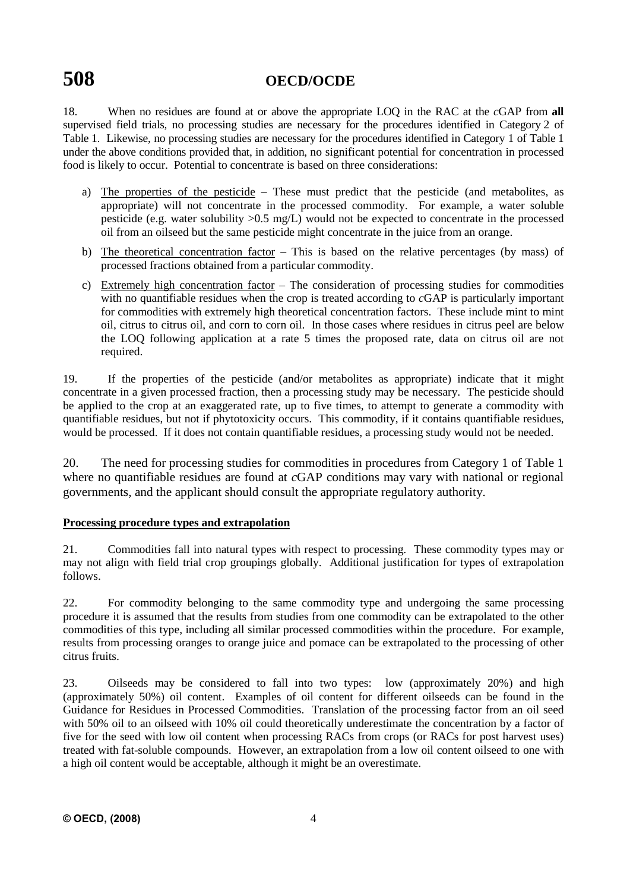18. When no residues are found at or above the appropriate LOQ in the RAC at the *c*GAP from **all** supervised field trials, no processing studies are necessary for the procedures identified in Category 2 of Table 1. Likewise, no processing studies are necessary for the procedures identified in Category 1 of Table 1 under the above conditions provided that, in addition, no significant potential for concentration in processed food is likely to occur. Potential to concentrate is based on three considerations:

a) The properties of the pesticide – These must predict that the pesticide (and metabolites, as appropriate) will not concentrate in the processed commodity. For example, a water soluble pesticide (e.g. water solubility >0.5 mg/L) would not be expected to concentrate in the processed oil from an oilseed but the same pesticide might concentrate in the juice from an orange.

b) The theoretical concentration factor – This is based on the relative percentages (by mass) of processed fractions obtained from a particular commodity.

c) Extremely high concentration factor – The consideration of processing studies for commodities with no quantifiable residues when the crop is treated according to *c*GAP is particularly important for commodities with extremely high theoretical concentration factors. These include mint to mint oil, citrus to citrus oil, and corn to corn oil. In those cases where residues in citrus peel are below the LOQ following application at a rate 5 times the proposed rate, data on citrus oil are not required.

19. If the properties of the pesticide (and/or metabolites as appropriate) indicate that it might concentrate in a given processed fraction, then a processing study may be necessary. The pesticide should be applied to the crop at an exaggerated rate, up to five times, to attempt to generate a commodity with quantifiable residues, but not if phytotoxicity occurs. This commodity, if it contains quantifiable residues, would be processed. If it does not contain quantifiable residues, a processing study would not be needed.

20. The need for processing studies for commodities in procedures from Category 1 of Table 1 where no quantifiable residues are found at *c*GAP conditions may vary with national or regional governments, and the applicant should consult the appropriate regulatory authority.

**Processing procedure types and extrapolation**

21. Commodities fall into natural types with respect to processing. These commodity types may or may not align with field trial crop groupings globally. Additional justification for types of extrapolation follows.

22. For commodity belonging to the same commodity type and undergoing the same processing procedure it is assumed that the results from studies from one commodity can be extrapolated to the other commodities of this type, including all similar processed commodities within the procedure. For example, results from processing oranges to orange juice and pomace can be extrapolated to the processing of other citrus fruits.

23. Oilseeds may be considered to fall into two types: low (approximately 20%) and high (approximately 50%) oil content. Examples of oil content for different oilseeds can be found in the Guidance for Residues in Processed Commodities. Translation of the processing factor from an oil seed with 50% oil to an oilseed with 10% oil could theoretically underestimate the concentration by a factor of five for the seed with low oil content when processing RACs from crops (or RACs for post harvest uses) treated with fat-soluble compounds. However, an extrapolation from a low oil content oilseed to one with a high oil content would be acceptable, although it might be an overestimate.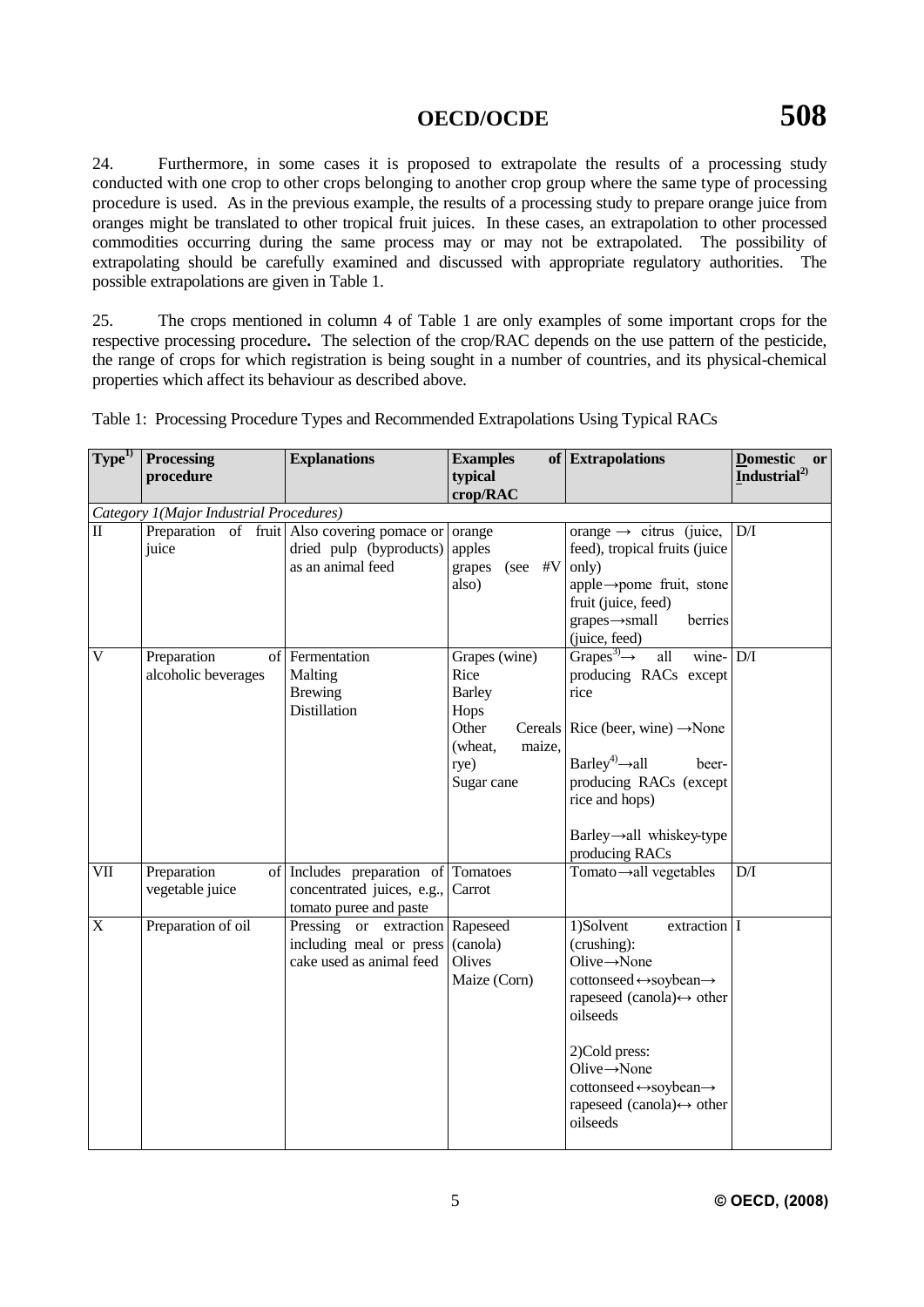24. Furthermore, in some cases it is proposed to extrapolate the results of a processing study conducted with one crop to other crops belonging to another crop group where the same type of processing procedure is used. As in the previous example, the results of a processing study to prepare orange juice from oranges might be translated to other tropical fruit juices. In these cases, an extrapolation to other processed commodities occurring during the same process may or may not be extrapolated. The possibility of extrapolating should be carefully examined and discussed with appropriate regulatory authorities. The possible extrapolations are given in Table 1.

25. The crops mentioned in column 4 of Table 1 are only examples of some important crops for the respective processing procedure**.** The selection of the crop/RAC depends on the use pattern of the pesticide, the range of crops for which registration is being sought in a number of countries, and its physical-chemical properties which affect its behaviour as described above.

Table 1: Processing Procedure Types and Recommended Extrapolations Using Typical RACs

| Type[1)] | Processing procedure | Explanations | Examples of typical crop/RAC | Extrapolations | Domestic or Industrial[2)] |
|---|---|---|---|---|---|
| *Category 1(Major Industrial Procedures)* | | | | | |
| II | Preparation of fruit juice | Also covering pomace or dried pulp (byproducts) as an animal feed | orange<br>apples<br>grapes (see #V also) | orange → citrus (juice, feed), tropical fruits (juice only)<br>apple→pome fruit, stone fruit (juice, feed)<br>grapes→small berries (juice, feed) | D/I |
| V | Preparation of alcoholic beverages | Fermentation<br>Malting<br>Brewing<br>Distillation | Grapes (wine)<br>Rice<br>Barley<br>Hops<br>Other Cereals (wheat, maize, rye)<br>Sugar cane | Grapes[3)]→ all wine-producing RACs except rice<br><br>Rice (beer, wine) →None<br><br>Barley[4)]→all beer-producing RACs (except rice and hops)<br><br>Barley→all whiskey-type producing RACs | D/I |
| VII | Preparation of vegetable juice | Includes preparation of concentrated juices, e.g., tomato puree and paste | Tomatoes<br>Carrot | Tomato→all vegetables | D/I |
| X | Preparation of oil | Pressing or extraction including meal or press cake used as animal feed | Rapeseed (canola)<br>Olives<br>Maize (Corn) | 1)Solvent extraction (crushing):<br>Olive→None<br>cottonseed↔soybean→ rapeseed (canola)↔ other oilseeds<br><br>2)Cold press:<br>Olive→None<br>cottonseed↔soybean→ rapeseed (canola)↔ other oilseeds | I |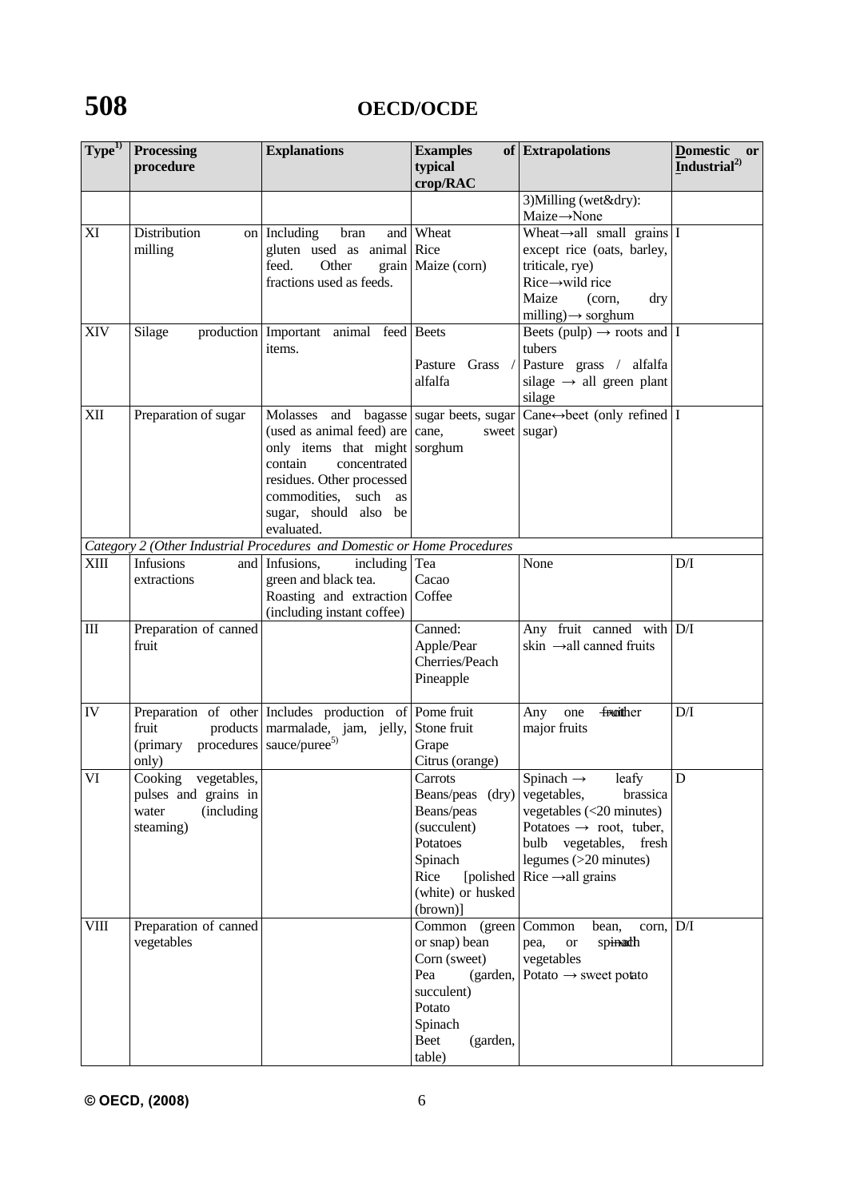| Type[1)] | Processing procedure | Explanations | Examples of typical crop/RAC | Extrapolations | Domestic or Industrial[2)] |
|---|---|---|---|---|---|
| | | | | 3)Milling (wet&dry): Maize→None | |
| XI | Distribution on milling | Including bran and gluten used as animal feed. Other grain fractions used as feeds. | Wheat<br>Rice<br>Maize (corn) | Wheat→all small grains except rice (oats, barley, triticale, rye)<br>Rice→wild rice<br>Maize (corn, dry milling)→ sorghum | I |
| XIV | Silage production | Important animal feed items. | Beets<br><br>Pasture Grass / alfalfa | Beets (pulp) → roots and tubers<br>Pasture grass / alfalfa silage → all green plant silage | I |
| XII | Preparation of sugar | Molasses and bagasse (used as animal feed) are only items that might contain concentrated residues. Other processed commodities, such as sugar, should also be evaluated. | sugar beets, sugar cane, sweet sorghum | Cane↔beet (only refined sugar) | I |
| *Category 2 (Other Industrial Procedures and Domestic or Home Procedures* | | | | | |
| XIII | Infusions and extractions | Infusions, including green and black tea.<br>Roasting and extraction (including instant coffee) | Tea<br>Cacao<br>Coffee | None | D/I |
| III | Preparation of canned fruit | | Canned:<br>Apple/Pear<br>Cherries/Peach<br>Pineapple | Any fruit canned with skin →all canned fruits | D/I |
| IV | Preparation of other fruit products (primary procedures only) | Includes production of marmalade, jam, jelly, sauce/puree[5)] | Pome fruit<br>Stone fruit<br>Grape<br>Citrus (orange) | Any one fruit→other major fruits | D/I |
| VI | Cooking vegetables, pulses and grains in water (including steaming) | | Carrots<br>Beans/peas (dry)<br>Beans/peas (succulent)<br>Potatoes<br>Spinach<br>Rice [polished (white) or husked (brown)] | Spinach → leafy vegetables, brassica vegetables (<20 minutes)<br>Potatoes → root, tuber, bulb vegetables, fresh legumes (>20 minutes)<br>Rice →all grains | D |
| VIII | Preparation of canned vegetables | | Common (green or snap) bean<br>Corn (sweet)<br>Pea (garden, succulent)<br>Potato<br>Spinach<br>Beet (garden, table) | Common bean, corn, pea, or spinach→each vegetables<br>Potato → sweet potato | D/I |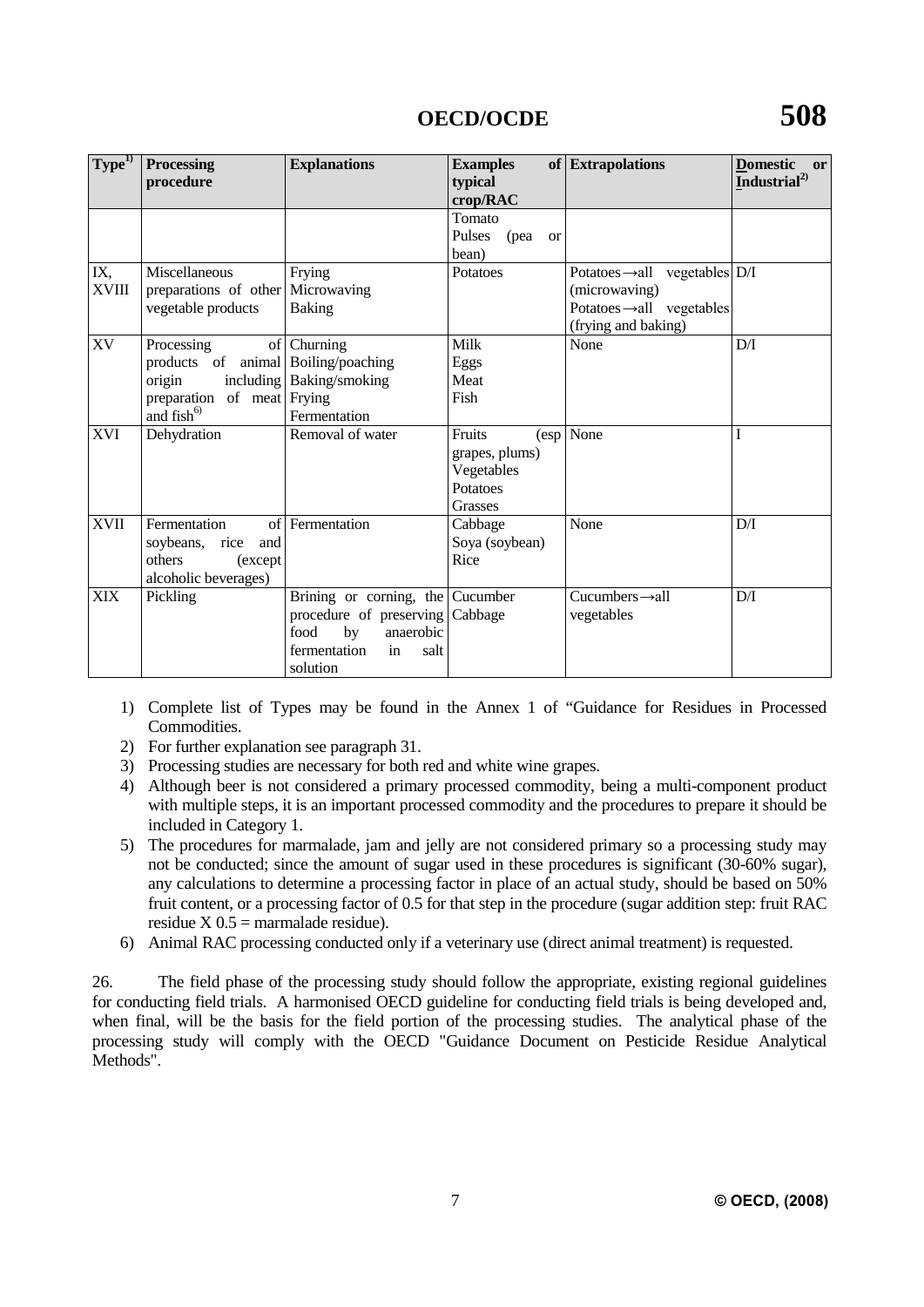| Type[1] | Processing procedure | Explanations | Examples of typical crop/RAC | Extrapolations | Domestic or Industrial[2] |
|---|---|---|---|---|---|
| | | | Tomato<br>Pulses (pea or bean) | | |
| IX, XVIII | Miscellaneous preparations of other vegetable products | Frying<br>Microwaving<br>Baking | Potatoes | Potatoes→all vegetables (microwaving)<br>Potatoes→all vegetables (frying and baking) | D/I |
| XV | Processing of products of animal origin including preparation of meat and fish[6] | Churning<br>Boiling/poaching<br>Baking/smoking<br>Frying<br>Fermentation | Milk<br>Eggs<br>Meat<br>Fish | None | D/I |
| XVI | Dehydration | Removal of water | Fruits (esp grapes, plums)<br>Vegetables<br>Potatoes<br>Grasses | None | I |
| XVII | Fermentation of soybeans, rice and others (except alcoholic beverages) | Fermentation | Cabbage<br>Soya (soybean)<br>Rice | None | D/I |
| XIX | Pickling | Brining or corning, the procedure of preserving food by anaerobic fermentation in salt solution | Cucumber<br>Cabbage | Cucumbers→all vegetables | D/I |

1) Complete list of Types may be found in the Annex 1 of "Guidance for Residues in Processed Commodities.
2) For further explanation see paragraph 31.
3) Processing studies are necessary for both red and white wine grapes.
4) Although beer is not considered a primary processed commodity, being a multi-component product with multiple steps, it is an important processed commodity and the procedures to prepare it should be included in Category 1.
5) The procedures for marmalade, jam and jelly are not considered primary so a processing study may not be conducted; since the amount of sugar used in these procedures is significant (30-60% sugar), any calculations to determine a processing factor in place of an actual study, should be based on 50% fruit content, or a processing factor of 0.5 for that step in the procedure (sugar addition step: fruit RAC residue X 0.5 = marmalade residue).
6) Animal RAC processing conducted only if a veterinary use (direct animal treatment) is requested.

26. The field phase of the processing study should follow the appropriate, existing regional guidelines for conducting field trials. A harmonised OECD guideline for conducting field trials is being developed and, when final, will be the basis for the field portion of the processing studies. The analytical phase of the processing study will comply with the OECD "Guidance Document on Pesticide Residue Analytical Methods".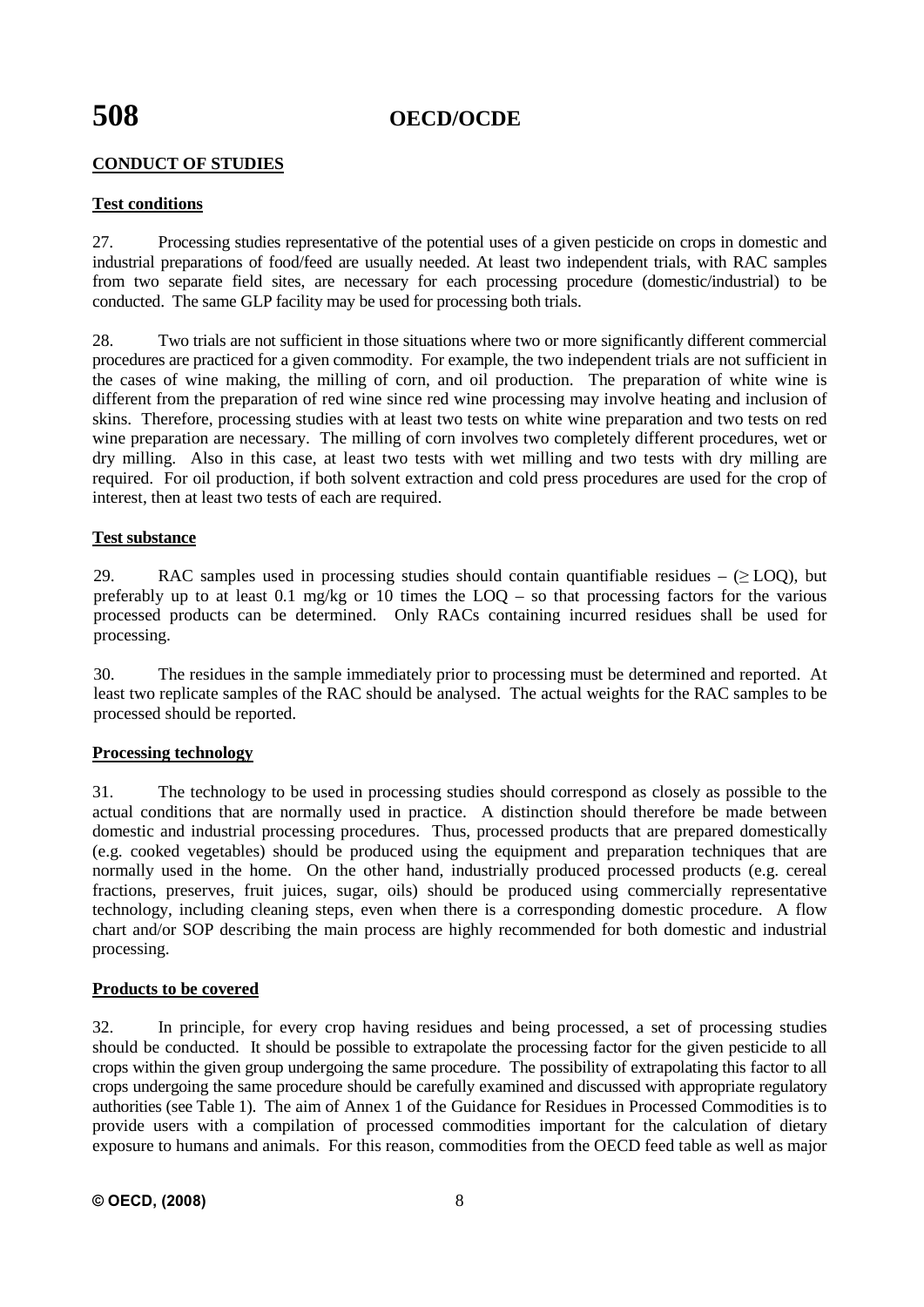## CONDUCT OF STUDIES

### Test conditions

27. Processing studies representative of the potential uses of a given pesticide on crops in domestic and industrial preparations of food/feed are usually needed. At least two independent trials, with RAC samples from two separate field sites, are necessary for each processing procedure (domestic/industrial) to be conducted. The same GLP facility may be used for processing both trials.

28. Two trials are not sufficient in those situations where two or more significantly different commercial procedures are practiced for a given commodity. For example, the two independent trials are not sufficient in the cases of wine making, the milling of corn, and oil production. The preparation of white wine is different from the preparation of red wine since red wine processing may involve heating and inclusion of skins. Therefore, processing studies with at least two tests on white wine preparation and two tests on red wine preparation are necessary. The milling of corn involves two completely different procedures, wet or dry milling. Also in this case, at least two tests with wet milling and two tests with dry milling are required. For oil production, if both solvent extraction and cold press procedures are used for the crop of interest, then at least two tests of each are required.

### Test substance

29. RAC samples used in processing studies should contain quantifiable residues – ($\geq$ LOQ), but preferably up to at least 0.1 mg/kg or 10 times the LOQ – so that processing factors for the various processed products can be determined. Only RACs containing incurred residues shall be used for processing.

30. The residues in the sample immediately prior to processing must be determined and reported. At least two replicate samples of the RAC should be analysed. The actual weights for the RAC samples to be processed should be reported.

### Processing technology

31. The technology to be used in processing studies should correspond as closely as possible to the actual conditions that are normally used in practice. A distinction should therefore be made between domestic and industrial processing procedures. Thus, processed products that are prepared domestically (e.g. cooked vegetables) should be produced using the equipment and preparation techniques that are normally used in the home. On the other hand, industrially produced processed products (e.g. cereal fractions, preserves, fruit juices, sugar, oils) should be produced using commercially representative technology, including cleaning steps, even when there is a corresponding domestic procedure. A flow chart and/or SOP describing the main process are highly recommended for both domestic and industrial processing.

### Products to be covered

32. In principle, for every crop having residues and being processed, a set of processing studies should be conducted. It should be possible to extrapolate the processing factor for the given pesticide to all crops within the given group undergoing the same procedure. The possibility of extrapolating this factor to all crops undergoing the same procedure should be carefully examined and discussed with appropriate regulatory authorities (see Table 1). The aim of Annex 1 of the Guidance for Residues in Processed Commodities is to provide users with a compilation of processed commodities important for the calculation of dietary exposure to humans and animals. For this reason, commodities from the OECD feed table as well as major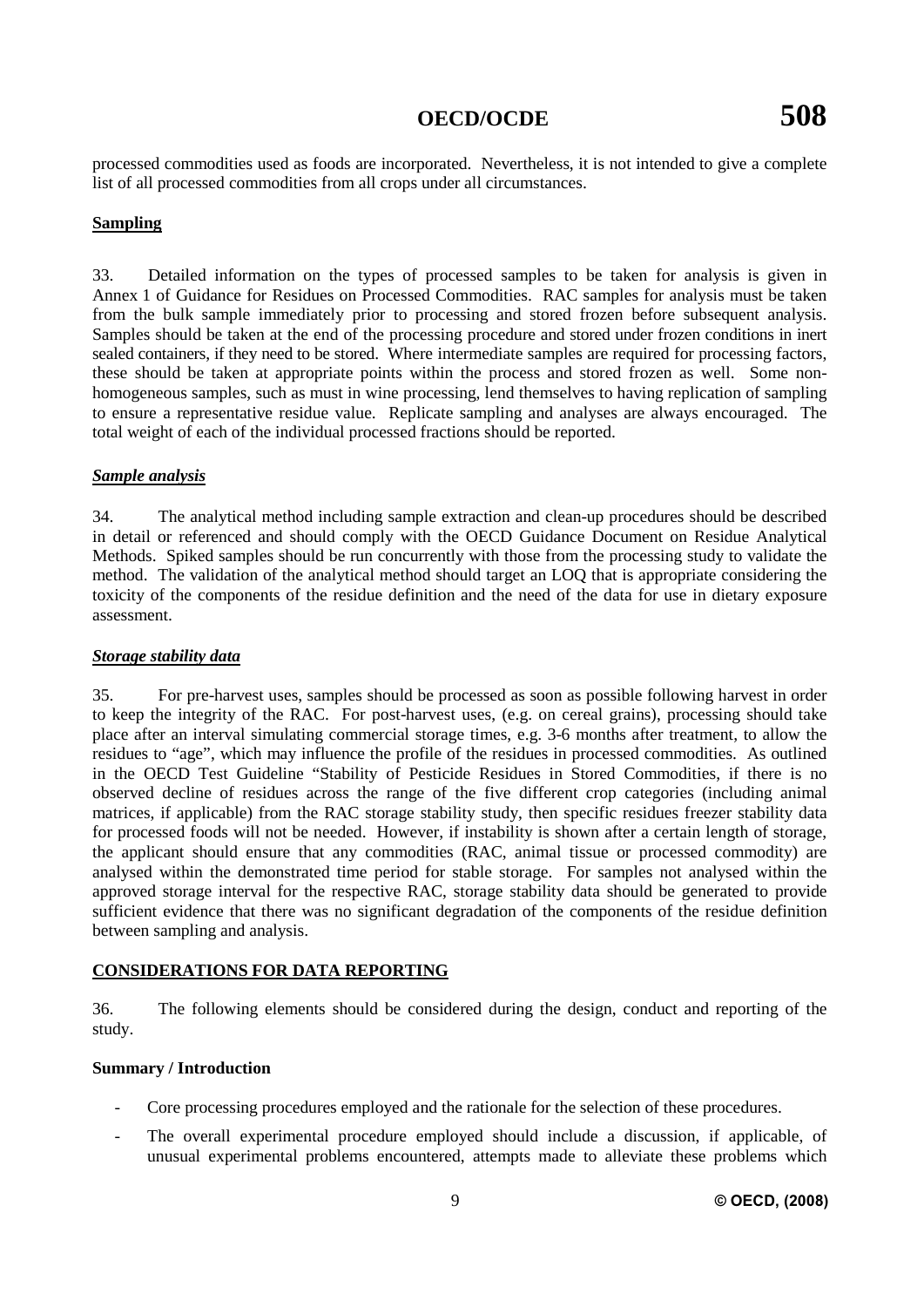processed commodities used as foods are incorporated. Nevertheless, it is not intended to give a complete list of all processed commodities from all crops under all circumstances.

**Sampling**

33. Detailed information on the types of processed samples to be taken for analysis is given in Annex 1 of Guidance for Residues on Processed Commodities. RAC samples for analysis must be taken from the bulk sample immediately prior to processing and stored frozen before subsequent analysis. Samples should be taken at the end of the processing procedure and stored under frozen conditions in inert sealed containers, if they need to be stored. Where intermediate samples are required for processing factors, these should be taken at appropriate points within the process and stored frozen as well. Some non-homogeneous samples, such as must in wine processing, lend themselves to having replication of sampling to ensure a representative residue value. Replicate sampling and analyses are always encouraged. The total weight of each of the individual processed fractions should be reported.

***Sample analysis***

34. The analytical method including sample extraction and clean-up procedures should be described in detail or referenced and should comply with the OECD Guidance Document on Residue Analytical Methods. Spiked samples should be run concurrently with those from the processing study to validate the method. The validation of the analytical method should target an LOQ that is appropriate considering the toxicity of the components of the residue definition and the need of the data for use in dietary exposure assessment.

***Storage stability data***

35. For pre-harvest uses, samples should be processed as soon as possible following harvest in order to keep the integrity of the RAC. For post-harvest uses, (e.g. on cereal grains), processing should take place after an interval simulating commercial storage times, e.g. 3-6 months after treatment, to allow the residues to "age", which may influence the profile of the residues in processed commodities. As outlined in the OECD Test Guideline "Stability of Pesticide Residues in Stored Commodities, if there is no observed decline of residues across the range of the five different crop categories (including animal matrices, if applicable) from the RAC storage stability study, then specific residues freezer stability data for processed foods will not be needed. However, if instability is shown after a certain length of storage, the applicant should ensure that any commodities (RAC, animal tissue or processed commodity) are analysed within the demonstrated time period for stable storage. For samples not analysed within the approved storage interval for the respective RAC, storage stability data should be generated to provide sufficient evidence that there was no significant degradation of the components of the residue definition between sampling and analysis.

**CONSIDERATIONS FOR DATA REPORTING**

36. The following elements should be considered during the design, conduct and reporting of the study.

**Summary / Introduction**

- Core processing procedures employed and the rationale for the selection of these procedures.
- The overall experimental procedure employed should include a discussion, if applicable, of unusual experimental problems encountered, attempts made to alleviate these problems which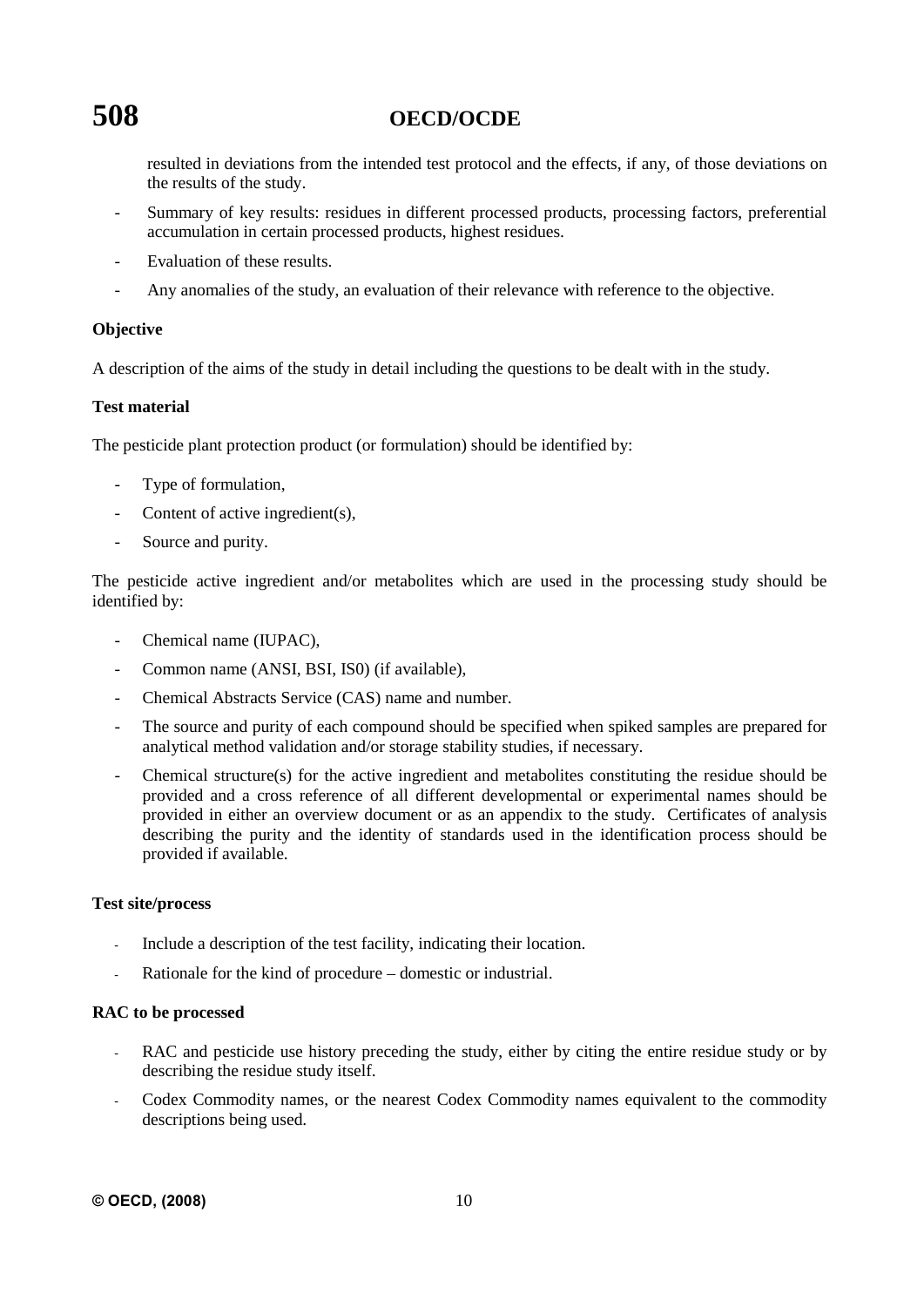resulted in deviations from the intended test protocol and the effects, if any, of those deviations on the results of the study.

- Summary of key results: residues in different processed products, processing factors, preferential accumulation in certain processed products, highest residues.
- Evaluation of these results.
- Any anomalies of the study, an evaluation of their relevance with reference to the objective.

**Objective**

A description of the aims of the study in detail including the questions to be dealt with in the study.

**Test material**

The pesticide plant protection product (or formulation) should be identified by:

- Type of formulation,
- Content of active ingredient(s),
- Source and purity.

The pesticide active ingredient and/or metabolites which are used in the processing study should be identified by:

- Chemical name (IUPAC),
- Common name (ANSI, BSI, IS0) (if available),
- Chemical Abstracts Service (CAS) name and number.
- The source and purity of each compound should be specified when spiked samples are prepared for analytical method validation and/or storage stability studies, if necessary.
- Chemical structure(s) for the active ingredient and metabolites constituting the residue should be provided and a cross reference of all different developmental or experimental names should be provided in either an overview document or as an appendix to the study. Certificates of analysis describing the purity and the identity of standards used in the identification process should be provided if available.

**Test site/process**

- Include a description of the test facility, indicating their location.
- Rationale for the kind of procedure – domestic or industrial.

**RAC to be processed**

- RAC and pesticide use history preceding the study, either by citing the entire residue study or by describing the residue study itself.
- Codex Commodity names, or the nearest Codex Commodity names equivalent to the commodity descriptions being used.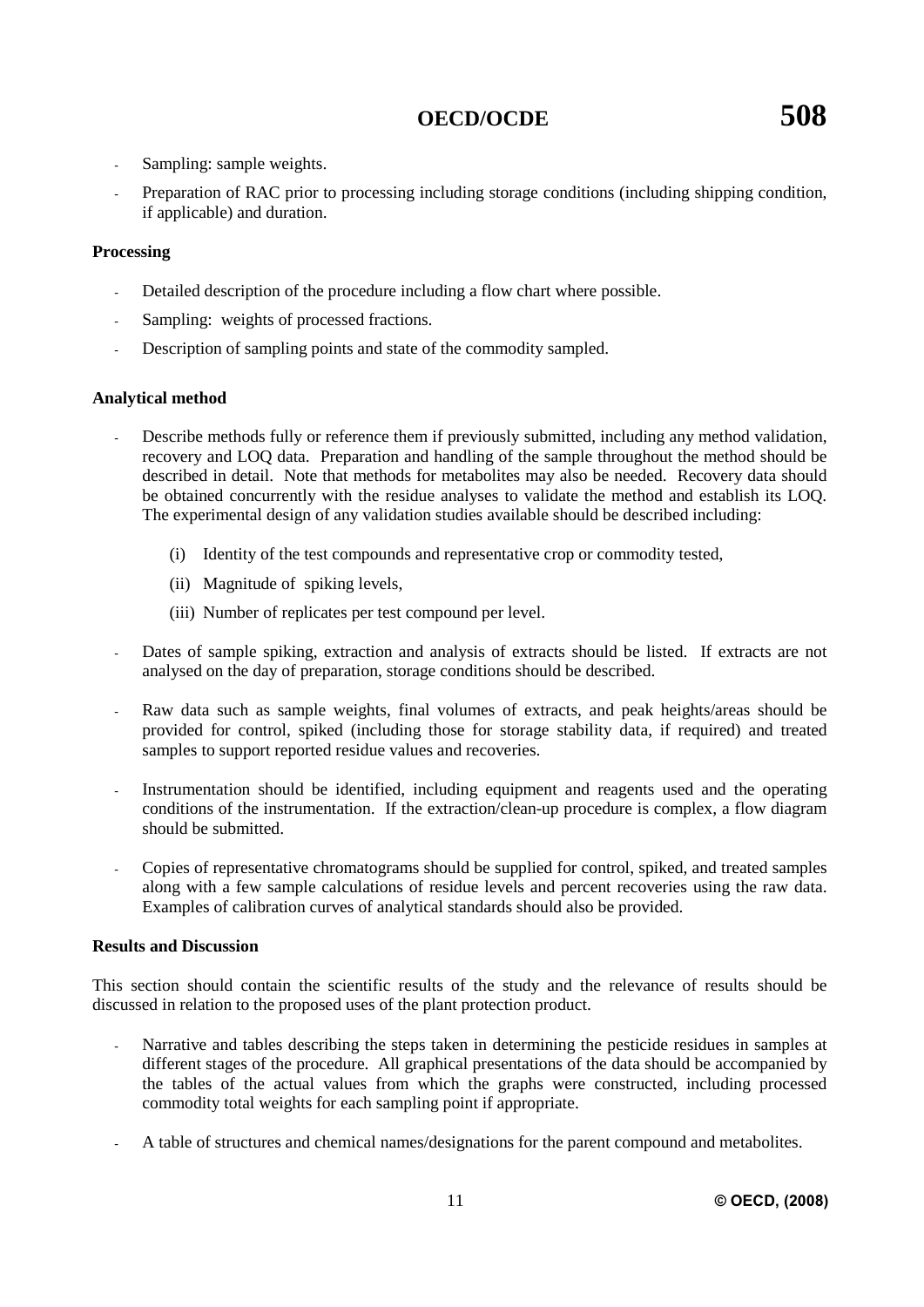- Sampling: sample weights.
- Preparation of RAC prior to processing including storage conditions (including shipping condition, if applicable) and duration.

**Processing**

- Detailed description of the procedure including a flow chart where possible.
- Sampling: weights of processed fractions.
- Description of sampling points and state of the commodity sampled.

**Analytical method**

- Describe methods fully or reference them if previously submitted, including any method validation, recovery and LOQ data. Preparation and handling of the sample throughout the method should be described in detail. Note that methods for metabolites may also be needed. Recovery data should be obtained concurrently with the residue analyses to validate the method and establish its LOQ. The experimental design of any validation studies available should be described including:

  (i) Identity of the test compounds and representative crop or commodity tested,

  (ii) Magnitude of spiking levels,

  (iii) Number of replicates per test compound per level.

- Dates of sample spiking, extraction and analysis of extracts should be listed. If extracts are not analysed on the day of preparation, storage conditions should be described.
- Raw data such as sample weights, final volumes of extracts, and peak heights/areas should be provided for control, spiked (including those for storage stability data, if required) and treated samples to support reported residue values and recoveries.
- Instrumentation should be identified, including equipment and reagents used and the operating conditions of the instrumentation. If the extraction/clean-up procedure is complex, a flow diagram should be submitted.
- Copies of representative chromatograms should be supplied for control, spiked, and treated samples along with a few sample calculations of residue levels and percent recoveries using the raw data. Examples of calibration curves of analytical standards should also be provided.

**Results and Discussion**

This section should contain the scientific results of the study and the relevance of results should be discussed in relation to the proposed uses of the plant protection product.

- Narrative and tables describing the steps taken in determining the pesticide residues in samples at different stages of the procedure. All graphical presentations of the data should be accompanied by the tables of the actual values from which the graphs were constructed, including processed commodity total weights for each sampling point if appropriate.
- A table of structures and chemical names/designations for the parent compound and metabolites.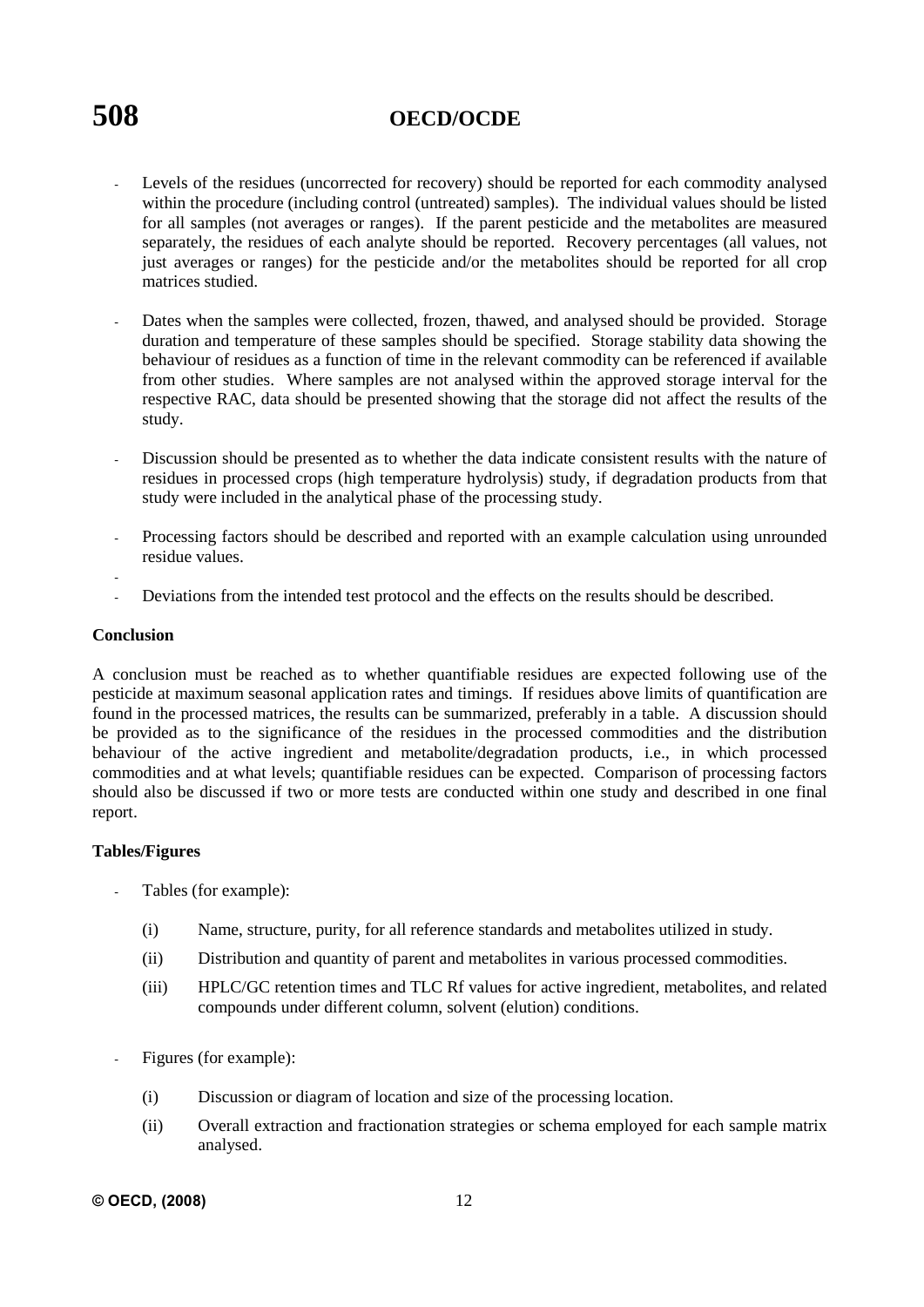- Levels of the residues (uncorrected for recovery) should be reported for each commodity analysed within the procedure (including control (untreated) samples). The individual values should be listed for all samples (not averages or ranges). If the parent pesticide and the metabolites are measured separately, the residues of each analyte should be reported. Recovery percentages (all values, not just averages or ranges) for the pesticide and/or the metabolites should be reported for all crop matrices studied.

- Dates when the samples were collected, frozen, thawed, and analysed should be provided. Storage duration and temperature of these samples should be specified. Storage stability data showing the behaviour of residues as a function of time in the relevant commodity can be referenced if available from other studies. Where samples are not analysed within the approved storage interval for the respective RAC, data should be presented showing that the storage did not affect the results of the study.

- Discussion should be presented as to whether the data indicate consistent results with the nature of residues in processed crops (high temperature hydrolysis) study, if degradation products from that study were included in the analytical phase of the processing study.

- Processing factors should be described and reported with an example calculation using unrounded residue values.

- Deviations from the intended test protocol and the effects on the results should be described.

**Conclusion**

A conclusion must be reached as to whether quantifiable residues are expected following use of the pesticide at maximum seasonal application rates and timings. If residues above limits of quantification are found in the processed matrices, the results can be summarized, preferably in a table. A discussion should be provided as to the significance of the residues in the processed commodities and the distribution behaviour of the active ingredient and metabolite/degradation products, i.e., in which processed commodities and at what levels; quantifiable residues can be expected. Comparison of processing factors should also be discussed if two or more tests are conducted within one study and described in one final report.

**Tables/Figures**

- Tables (for example):

  (i) Name, structure, purity, for all reference standards and metabolites utilized in study.

  (ii) Distribution and quantity of parent and metabolites in various processed commodities.

  (iii) HPLC/GC retention times and TLC Rf values for active ingredient, metabolites, and related compounds under different column, solvent (elution) conditions.

- Figures (for example):

  (i) Discussion or diagram of location and size of the processing location.

  (ii) Overall extraction and fractionation strategies or schema employed for each sample matrix analysed.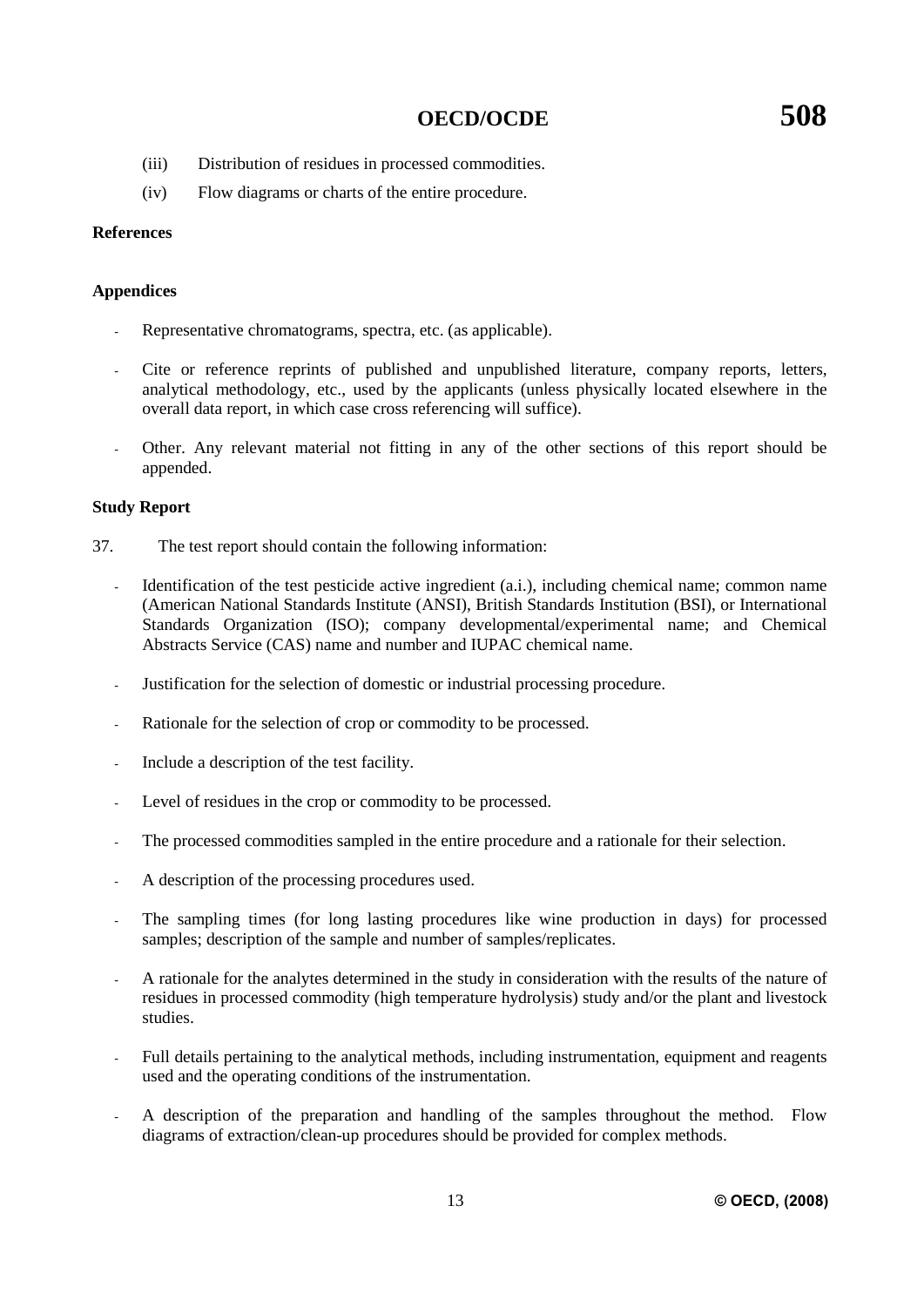(iii) Distribution of residues in processed commodities.

(iv) Flow diagrams or charts of the entire procedure.

**References**

**Appendices**

- Representative chromatograms, spectra, etc. (as applicable).
- Cite or reference reprints of published and unpublished literature, company reports, letters, analytical methodology, etc., used by the applicants (unless physically located elsewhere in the overall data report, in which case cross referencing will suffice).
- Other. Any relevant material not fitting in any of the other sections of this report should be appended.

**Study Report**

37. The test report should contain the following information:

- Identification of the test pesticide active ingredient (a.i.), including chemical name; common name (American National Standards Institute (ANSI), British Standards Institution (BSI), or International Standards Organization (ISO); company developmental/experimental name; and Chemical Abstracts Service (CAS) name and number and IUPAC chemical name.
- Justification for the selection of domestic or industrial processing procedure.
- Rationale for the selection of crop or commodity to be processed.
- Include a description of the test facility.
- Level of residues in the crop or commodity to be processed.
- The processed commodities sampled in the entire procedure and a rationale for their selection.
- A description of the processing procedures used.
- The sampling times (for long lasting procedures like wine production in days) for processed samples; description of the sample and number of samples/replicates.
- A rationale for the analytes determined in the study in consideration with the results of the nature of residues in processed commodity (high temperature hydrolysis) study and/or the plant and livestock studies.
- Full details pertaining to the analytical methods, including instrumentation, equipment and reagents used and the operating conditions of the instrumentation.
- A description of the preparation and handling of the samples throughout the method. Flow diagrams of extraction/clean-up procedures should be provided for complex methods.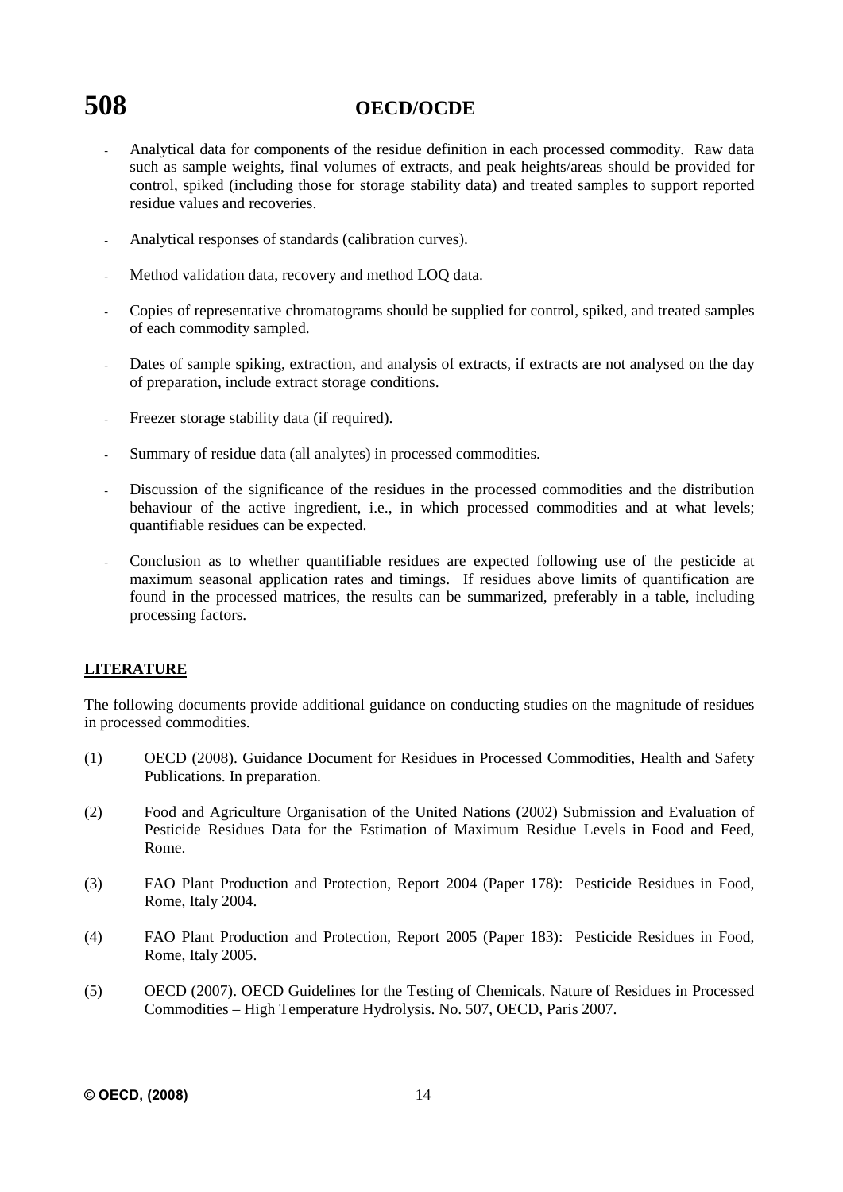- Analytical data for components of the residue definition in each processed commodity. Raw data such as sample weights, final volumes of extracts, and peak heights/areas should be provided for control, spiked (including those for storage stability data) and treated samples to support reported residue values and recoveries.

- Analytical responses of standards (calibration curves).

- Method validation data, recovery and method LOQ data.

- Copies of representative chromatograms should be supplied for control, spiked, and treated samples of each commodity sampled.

- Dates of sample spiking, extraction, and analysis of extracts, if extracts are not analysed on the day of preparation, include extract storage conditions.

- Freezer storage stability data (if required).

- Summary of residue data (all analytes) in processed commodities.

- Discussion of the significance of the residues in the processed commodities and the distribution behaviour of the active ingredient, i.e., in which processed commodities and at what levels; quantifiable residues can be expected.

- Conclusion as to whether quantifiable residues are expected following use of the pesticide at maximum seasonal application rates and timings. If residues above limits of quantification are found in the processed matrices, the results can be summarized, preferably in a table, including processing factors.

## LITERATURE

The following documents provide additional guidance on conducting studies on the magnitude of residues in processed commodities.

(1) OECD (2008). Guidance Document for Residues in Processed Commodities, Health and Safety Publications. In preparation.

(2) Food and Agriculture Organisation of the United Nations (2002) Submission and Evaluation of Pesticide Residues Data for the Estimation of Maximum Residue Levels in Food and Feed, Rome.

(3) FAO Plant Production and Protection, Report 2004 (Paper 178): Pesticide Residues in Food, Rome, Italy 2004.

(4) FAO Plant Production and Protection, Report 2005 (Paper 183): Pesticide Residues in Food, Rome, Italy 2005.

(5) OECD (2007). OECD Guidelines for the Testing of Chemicals. Nature of Residues in Processed Commodities – High Temperature Hydrolysis. No. 507, OECD, Paris 2007.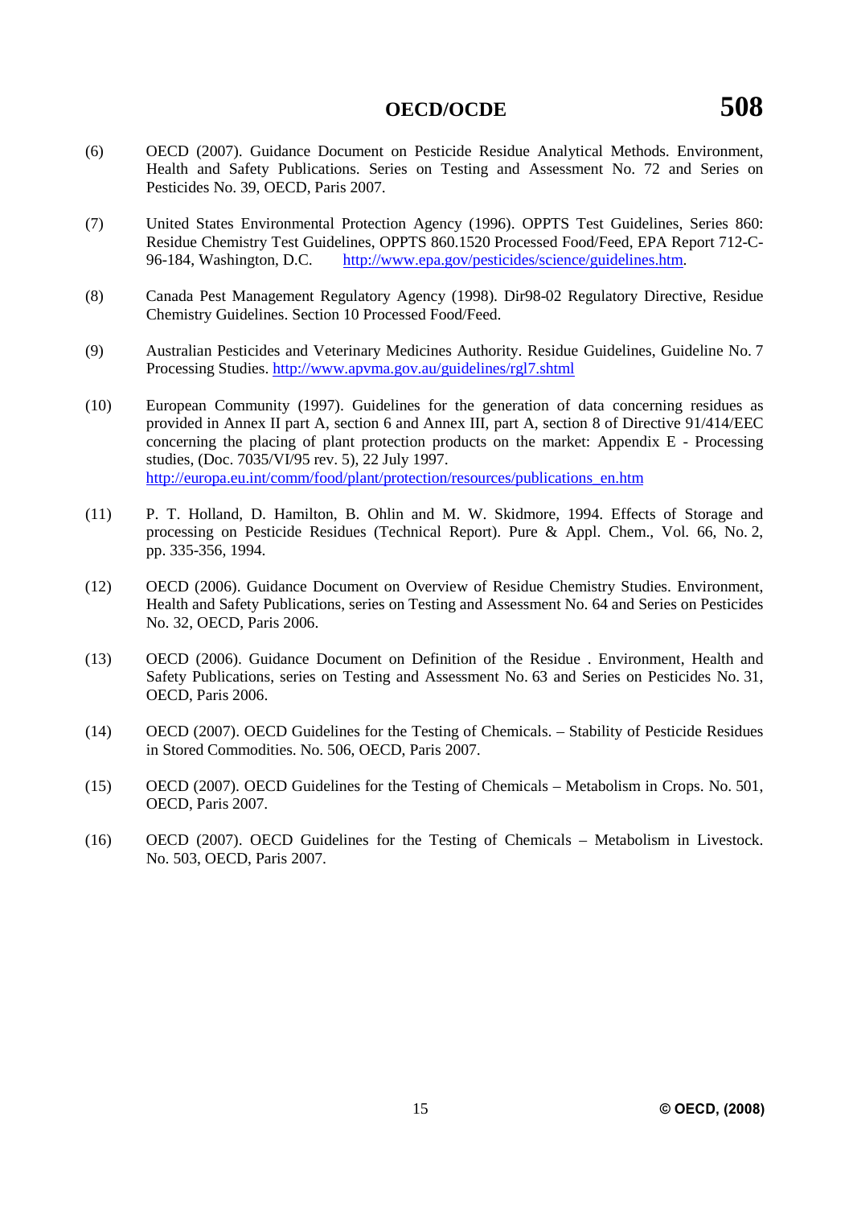(6) OECD (2007). Guidance Document on Pesticide Residue Analytical Methods. Environment, Health and Safety Publications. Series on Testing and Assessment No. 72 and Series on Pesticides No. 39, OECD, Paris 2007.

(7) United States Environmental Protection Agency (1996). OPPTS Test Guidelines, Series 860: Residue Chemistry Test Guidelines, OPPTS 860.1520 Processed Food/Feed, EPA Report 712-C-96-184, Washington, D.C. http://www.epa.gov/pesticides/science/guidelines.htm.

(8) Canada Pest Management Regulatory Agency (1998). Dir98-02 Regulatory Directive, Residue Chemistry Guidelines. Section 10 Processed Food/Feed.

(9) Australian Pesticides and Veterinary Medicines Authority. Residue Guidelines, Guideline No. 7 Processing Studies. http://www.apvma.gov.au/guidelines/rgl7.shtml

(10) European Community (1997). Guidelines for the generation of data concerning residues as provided in Annex II part A, section 6 and Annex III, part A, section 8 of Directive 91/414/EEC concerning the placing of plant protection products on the market: Appendix E - Processing studies, (Doc. 7035/VI/95 rev. 5), 22 July 1997. http://europa.eu.int/comm/food/plant/protection/resources/publications_en.htm

(11) P. T. Holland, D. Hamilton, B. Ohlin and M. W. Skidmore, 1994. Effects of Storage and processing on Pesticide Residues (Technical Report). Pure & Appl. Chem., Vol. 66, No. 2, pp. 335-356, 1994.

(12) OECD (2006). Guidance Document on Overview of Residue Chemistry Studies. Environment, Health and Safety Publications, series on Testing and Assessment No. 64 and Series on Pesticides No. 32, OECD, Paris 2006.

(13) OECD (2006). Guidance Document on Definition of the Residue . Environment, Health and Safety Publications, series on Testing and Assessment No. 63 and Series on Pesticides No. 31, OECD, Paris 2006.

(14) OECD (2007). OECD Guidelines for the Testing of Chemicals. – Stability of Pesticide Residues in Stored Commodities. No. 506, OECD, Paris 2007.

(15) OECD (2007). OECD Guidelines for the Testing of Chemicals – Metabolism in Crops. No. 501, OECD, Paris 2007.

(16) OECD (2007). OECD Guidelines for the Testing of Chemicals – Metabolism in Livestock. No. 503, OECD, Paris 2007.